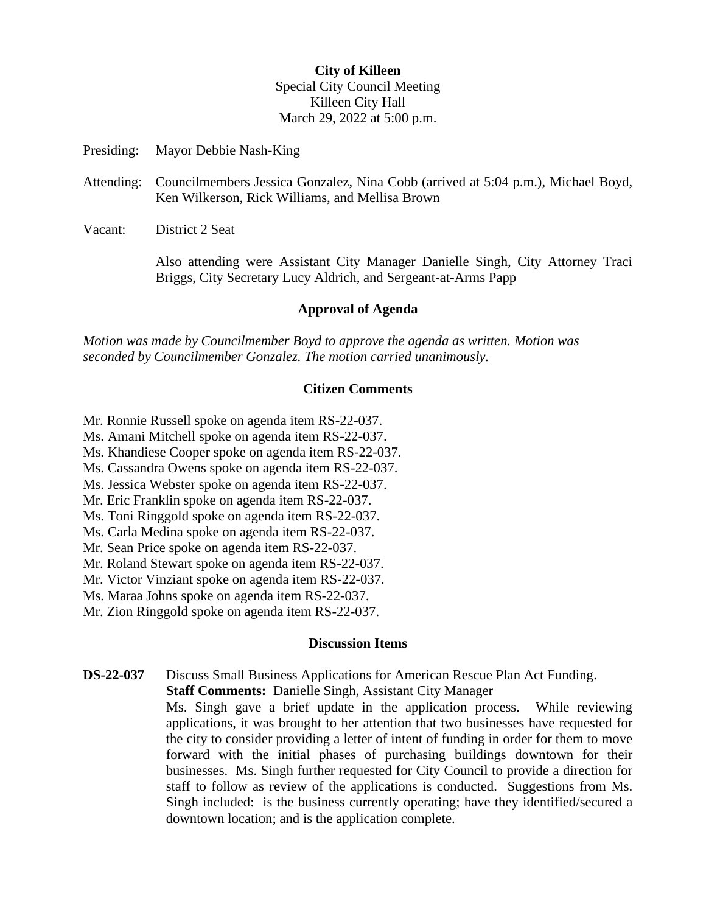**City of Killeen**
Special City Council Meeting
Killeen City Hall
March 29, 2022 at 5:00 p.m.

Presiding: Mayor Debbie Nash-King

Attending: Councilmembers Jessica Gonzalez, Nina Cobb (arrived at 5:04 p.m.), Michael Boyd, Ken Wilkerson, Rick Williams, and Mellisa Brown

Vacant: District 2 Seat

Also attending were Assistant City Manager Danielle Singh, City Attorney Traci Briggs, City Secretary Lucy Aldrich, and Sergeant-at-Arms Papp

## Approval of Agenda

*Motion was made by Councilmember Boyd to approve the agenda as written. Motion was seconded by Councilmember Gonzalez. The motion carried unanimously.*

## Citizen Comments

Mr. Ronnie Russell spoke on agenda item RS-22-037.
Ms. Amani Mitchell spoke on agenda item RS-22-037.
Ms. Khandiese Cooper spoke on agenda item RS-22-037.
Ms. Cassandra Owens spoke on agenda item RS-22-037.
Ms. Jessica Webster spoke on agenda item RS-22-037.
Mr. Eric Franklin spoke on agenda item RS-22-037.
Ms. Toni Ringgold spoke on agenda item RS-22-037.
Ms. Carla Medina spoke on agenda item RS-22-037.
Mr. Sean Price spoke on agenda item RS-22-037.
Mr. Roland Stewart spoke on agenda item RS-22-037.
Mr. Victor Vinziant spoke on agenda item RS-22-037.
Ms. Maraa Johns spoke on agenda item RS-22-037.
Mr. Zion Ringgold spoke on agenda item RS-22-037.

## Discussion Items

**DS-22-037** Discuss Small Business Applications for American Rescue Plan Act Funding.
**Staff Comments:** Danielle Singh, Assistant City Manager
Ms. Singh gave a brief update in the application process. While reviewing applications, it was brought to her attention that two businesses have requested for the city to consider providing a letter of intent of funding in order for them to move forward with the initial phases of purchasing buildings downtown for their businesses. Ms. Singh further requested for City Council to provide a direction for staff to follow as review of the applications is conducted. Suggestions from Ms. Singh included: is the business currently operating; have they identified/secured a downtown location; and is the application complete.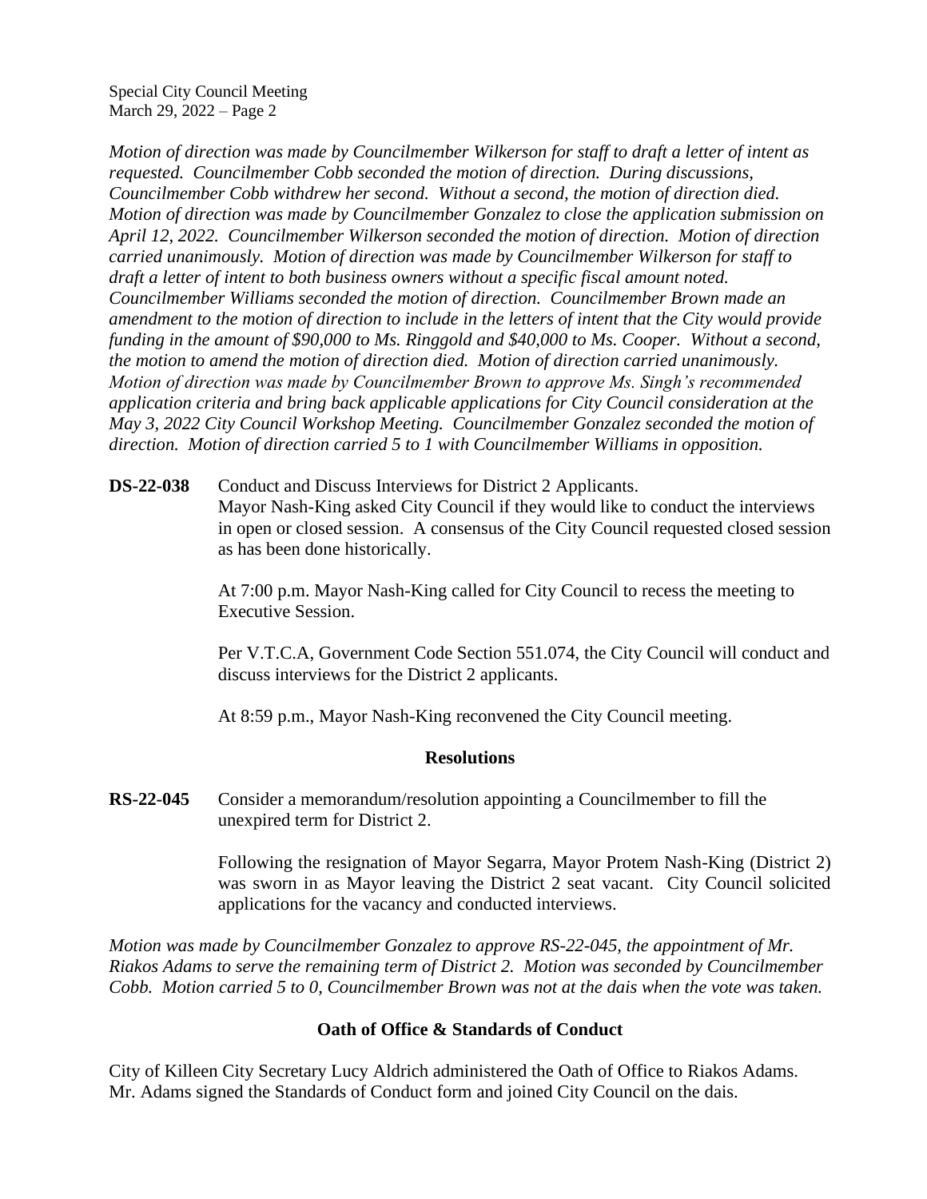*Motion of direction was made by Councilmember Wilkerson for staff to draft a letter of intent as requested. Councilmember Cobb seconded the motion of direction. During discussions, Councilmember Cobb withdrew her second. Without a second, the motion of direction died. Motion of direction was made by Councilmember Gonzalez to close the application submission on April 12, 2022. Councilmember Wilkerson seconded the motion of direction. Motion of direction carried unanimously. Motion of direction was made by Councilmember Wilkerson for staff to draft a letter of intent to both business owners without a specific fiscal amount noted. Councilmember Williams seconded the motion of direction. Councilmember Brown made an amendment to the motion of direction to include in the letters of intent that the City would provide funding in the amount of $90,000 to Ms. Ringgold and $40,000 to Ms. Cooper. Without a second, the motion to amend the motion of direction died. Motion of direction carried unanimously. Motion of direction was made by Councilmember Brown to approve Ms. Singh's recommended application criteria and bring back applicable applications for City Council consideration at the May 3, 2022 City Council Workshop Meeting. Councilmember Gonzalez seconded the motion of direction. Motion of direction carried 5 to 1 with Councilmember Williams in opposition.*

**DS-22-038** Conduct and Discuss Interviews for District 2 Applicants.

Mayor Nash-King asked City Council if they would like to conduct the interviews in open or closed session. A consensus of the City Council requested closed session as has been done historically.

At 7:00 p.m. Mayor Nash-King called for City Council to recess the meeting to Executive Session.

Per V.T.C.A, Government Code Section 551.074, the City Council will conduct and discuss interviews for the District 2 applicants.

At 8:59 p.m., Mayor Nash-King reconvened the City Council meeting.

## Resolutions

**RS-22-045** Consider a memorandum/resolution appointing a Councilmember to fill the unexpired term for District 2.

Following the resignation of Mayor Segarra, Mayor Protem Nash-King (District 2) was sworn in as Mayor leaving the District 2 seat vacant. City Council solicited applications for the vacancy and conducted interviews.

*Motion was made by Councilmember Gonzalez to approve RS-22-045, the appointment of Mr. Riakos Adams to serve the remaining term of District 2. Motion was seconded by Councilmember Cobb. Motion carried 5 to 0, Councilmember Brown was not at the dais when the vote was taken.*

## Oath of Office & Standards of Conduct

City of Killeen City Secretary Lucy Aldrich administered the Oath of Office to Riakos Adams. Mr. Adams signed the Standards of Conduct form and joined City Council on the dais.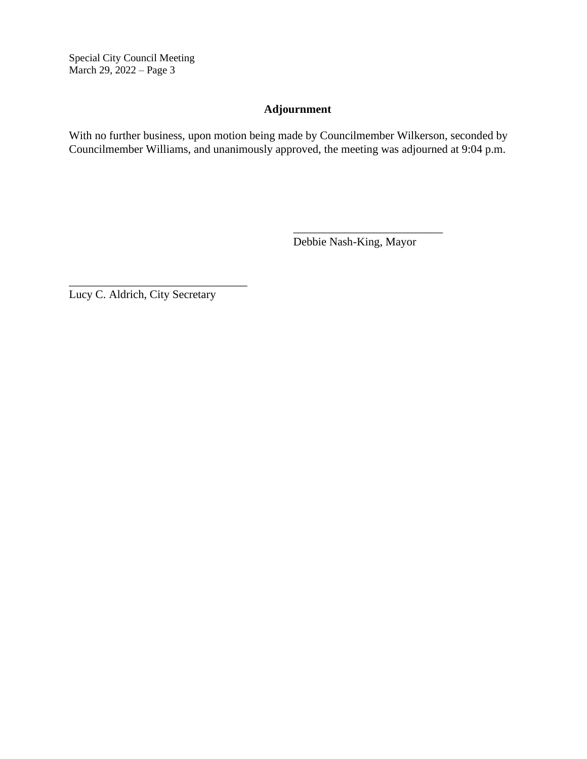## Adjournment

With no further business, upon motion being made by Councilmember Wilkerson, seconded by Councilmember Williams, and unanimously approved, the meeting was adjourned at 9:04 p.m.

\_\_\_\_\_\_\_\_\_\_\_\_\_\_\_\_\_\_\_\_\_\_\_\_\_\_
Debbie Nash-King, Mayor

\_\_\_\_\_\_\_\_\_\_\_\_\_\_\_\_\_\_\_\_\_\_\_\_\_\_\_\_\_\_\_
Lucy C. Aldrich, City Secretary